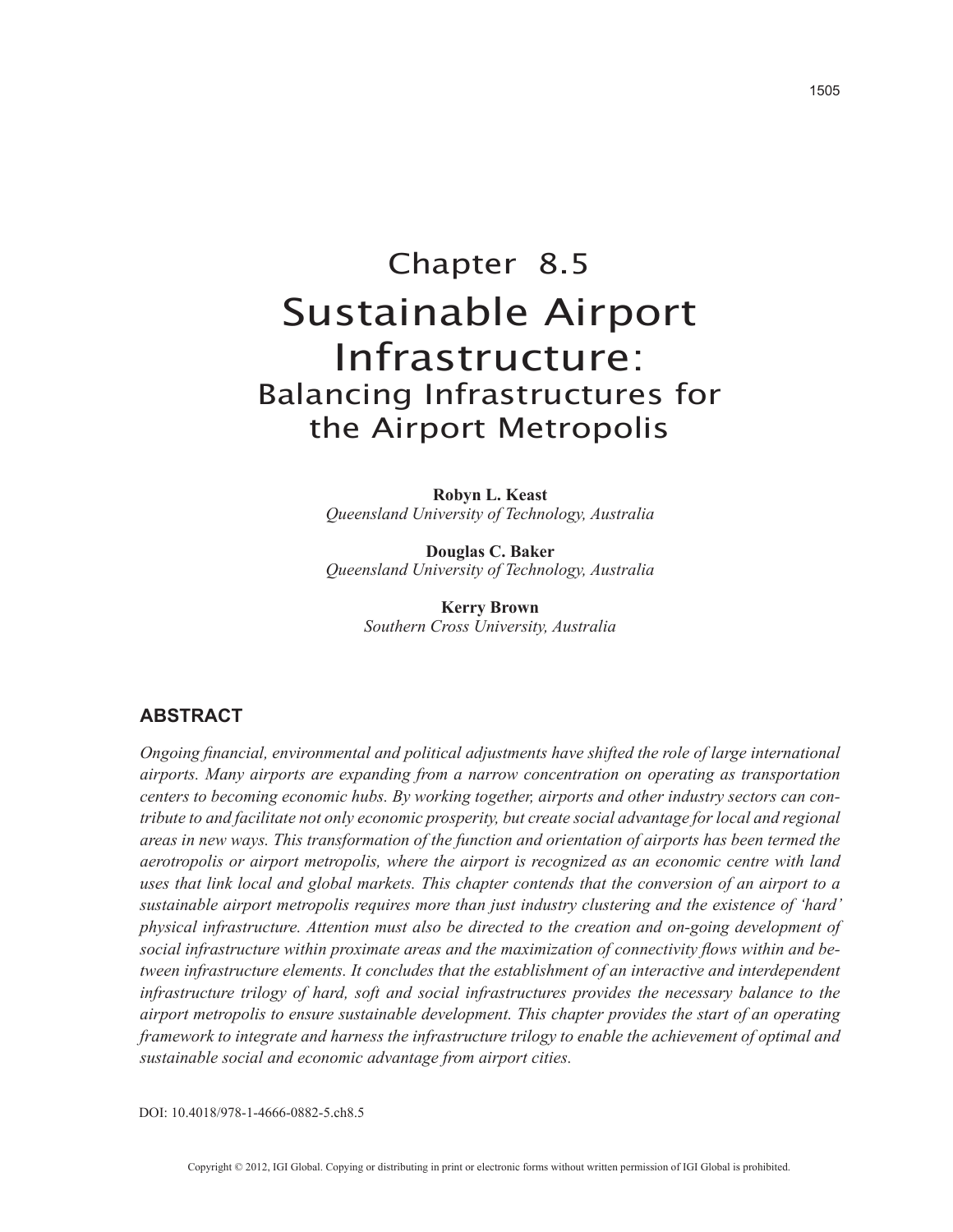# Chapter 8.5
# Sustainable Airport Infrastructure:
## Balancing Infrastructures for the Airport Metropolis

**Robyn L. Keast**
*Queensland University of Technology, Australia*

**Douglas C. Baker**
*Queensland University of Technology, Australia*

**Kerry Brown**
*Southern Cross University, Australia*

## ABSTRACT

*Ongoing financial, environmental and political adjustments have shifted the role of large international airports. Many airports are expanding from a narrow concentration on operating as transportation centers to becoming economic hubs. By working together, airports and other industry sectors can contribute to and facilitate not only economic prosperity, but create social advantage for local and regional areas in new ways. This transformation of the function and orientation of airports has been termed the aerotropolis or airport metropolis, where the airport is recognized as an economic centre with land uses that link local and global markets. This chapter contends that the conversion of an airport to a sustainable airport metropolis requires more than just industry clustering and the existence of 'hard' physical infrastructure. Attention must also be directed to the creation and on-going development of social infrastructure within proximate areas and the maximization of connectivity flows within and between infrastructure elements. It concludes that the establishment of an interactive and interdependent infrastructure trilogy of hard, soft and social infrastructures provides the necessary balance to the airport metropolis to ensure sustainable development. This chapter provides the start of an operating framework to integrate and harness the infrastructure trilogy to enable the achievement of optimal and sustainable social and economic advantage from airport cities.*

DOI: 10.4018/978-1-4666-0882-5.ch8.5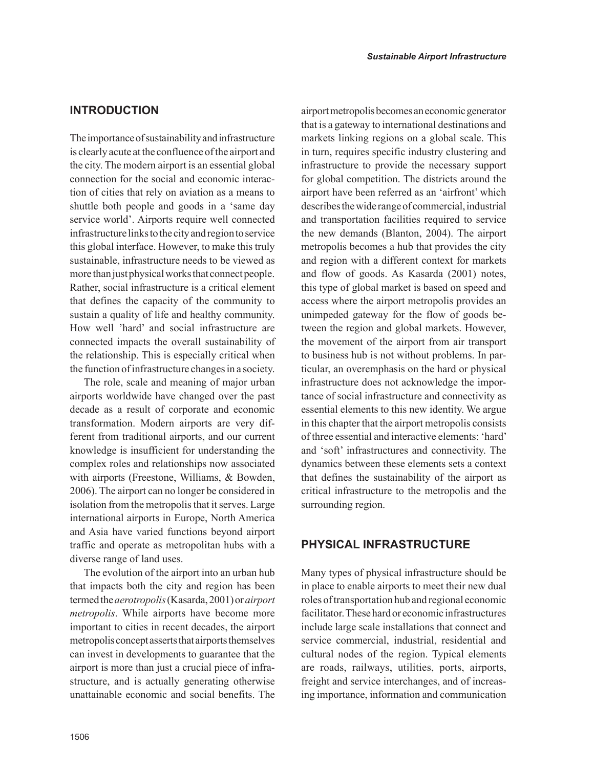## INTRODUCTION

The importance of sustainability and infrastructure is clearly acute at the confluence of the airport and the city. The modern airport is an essential global connection for the social and economic interaction of cities that rely on aviation as a means to shuttle both people and goods in a 'same day service world'. Airports require well connected infrastructure links to the city and region to service this global interface. However, to make this truly sustainable, infrastructure needs to be viewed as more than just physical works that connect people. Rather, social infrastructure is a critical element that defines the capacity of the community to sustain a quality of life and healthy community. How well 'hard' and social infrastructure are connected impacts the overall sustainability of the relationship. This is especially critical when the function of infrastructure changes in a society.

The role, scale and meaning of major urban airports worldwide have changed over the past decade as a result of corporate and economic transformation. Modern airports are very different from traditional airports, and our current knowledge is insufficient for understanding the complex roles and relationships now associated with airports (Freestone, Williams, & Bowden, 2006). The airport can no longer be considered in isolation from the metropolis that it serves. Large international airports in Europe, North America and Asia have varied functions beyond airport traffic and operate as metropolitan hubs with a diverse range of land uses.

The evolution of the airport into an urban hub that impacts both the city and region has been termed the *aerotropolis* (Kasarda, 2001) or *airport metropolis*. While airports have become more important to cities in recent decades, the airport metropolis concept asserts that airports themselves can invest in developments to guarantee that the airport is more than just a crucial piece of infrastructure, and is actually generating otherwise unattainable economic and social benefits. The airport metropolis becomes an economic generator that is a gateway to international destinations and markets linking regions on a global scale. This in turn, requires specific industry clustering and infrastructure to provide the necessary support for global competition. The districts around the airport have been referred as an 'airfront' which describes the wide range of commercial, industrial and transportation facilities required to service the new demands (Blanton, 2004). The airport metropolis becomes a hub that provides the city and region with a different context for markets and flow of goods. As Kasarda (2001) notes, this type of global market is based on speed and access where the airport metropolis provides an unimpeded gateway for the flow of goods between the region and global markets. However, the movement of the airport from air transport to business hub is not without problems. In particular, an overemphasis on the hard or physical infrastructure does not acknowledge the importance of social infrastructure and connectivity as essential elements to this new identity. We argue in this chapter that the airport metropolis consists of three essential and interactive elements: 'hard' and 'soft' infrastructures and connectivity. The dynamics between these elements sets a context that defines the sustainability of the airport as critical infrastructure to the metropolis and the surrounding region.

## PHYSICAL INFRASTRUCTURE

Many types of physical infrastructure should be in place to enable airports to meet their new dual roles of transportation hub and regional economic facilitator. These hard or economic infrastructures include large scale installations that connect and service commercial, industrial, residential and cultural nodes of the region. Typical elements are roads, railways, utilities, ports, airports, freight and service interchanges, and of increasing importance, information and communication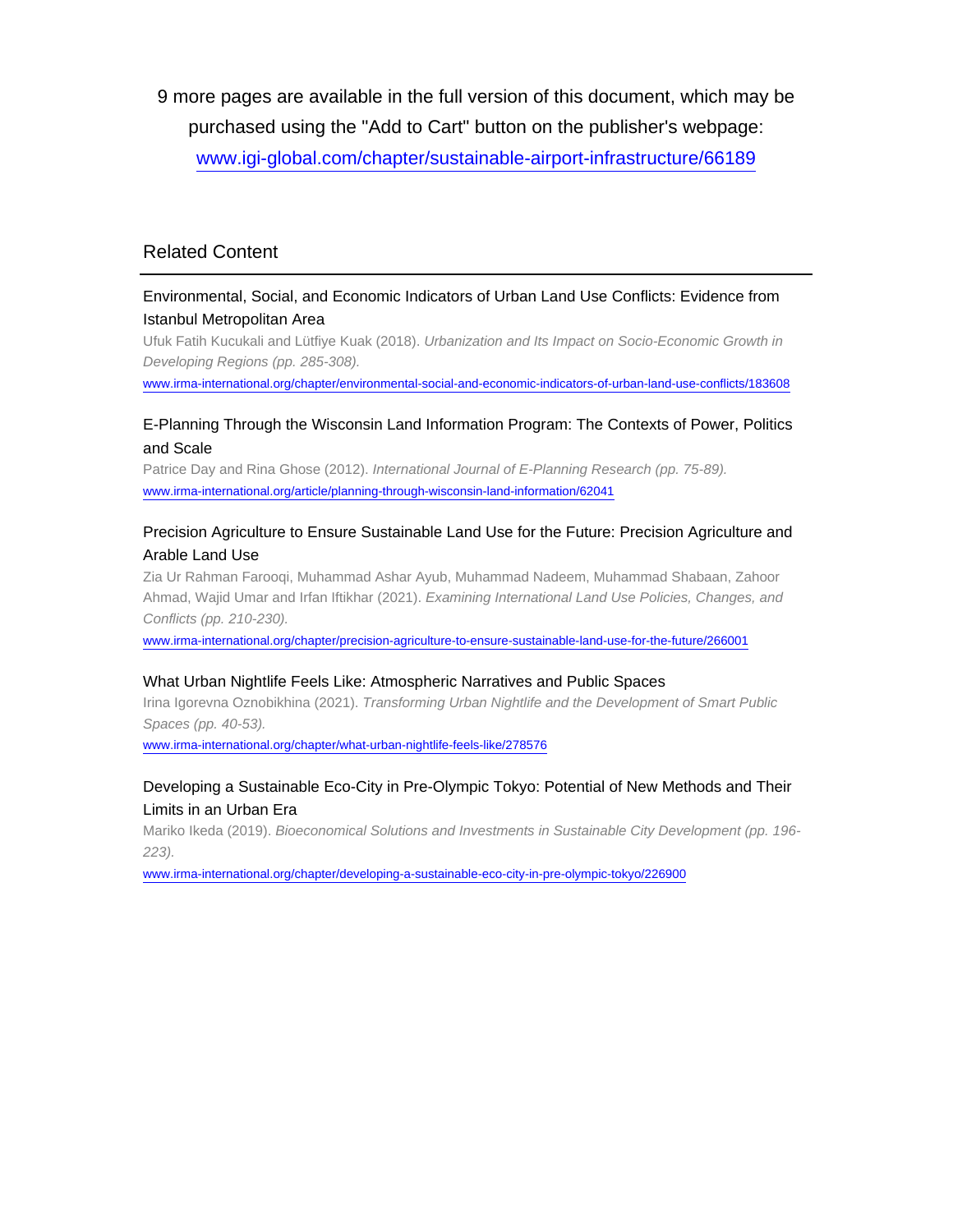9 more pages are available in the full version of this document, which may be purchased using the "Add to Cart" button on the publisher's webpage: www.igi-global.com/chapter/sustainable-airport-infrastructure/66189

## Related Content

Environmental, Social, and Economic Indicators of Urban Land Use Conflicts: Evidence from Istanbul Metropolitan Area

Ufuk Fatih Kucukali and Lütfiye Kuak (2018). *Urbanization and Its Impact on Socio-Economic Growth in Developing Regions (pp. 285-308).*

www.irma-international.org/chapter/environmental-social-and-economic-indicators-of-urban-land-use-conflicts/183608

E-Planning Through the Wisconsin Land Information Program: The Contexts of Power, Politics and Scale

Patrice Day and Rina Ghose (2012). *International Journal of E-Planning Research (pp. 75-89).*

www.irma-international.org/article/planning-through-wisconsin-land-information/62041

Precision Agriculture to Ensure Sustainable Land Use for the Future: Precision Agriculture and Arable Land Use

Zia Ur Rahman Farooqi, Muhammad Ashar Ayub, Muhammad Nadeem, Muhammad Shabaan, Zahoor Ahmad, Wajid Umar and Irfan Iftikhar (2021). *Examining International Land Use Policies, Changes, and Conflicts (pp. 210-230).*

www.irma-international.org/chapter/precision-agriculture-to-ensure-sustainable-land-use-for-the-future/266001

What Urban Nightlife Feels Like: Atmospheric Narratives and Public Spaces

Irina Igorevna Oznobikhina (2021). *Transforming Urban Nightlife and the Development of Smart Public Spaces (pp. 40-53).*

www.irma-international.org/chapter/what-urban-nightlife-feels-like/278576

Developing a Sustainable Eco-City in Pre-Olympic Tokyo: Potential of New Methods and Their Limits in an Urban Era

Mariko Ikeda (2019). *Bioeconomical Solutions and Investments in Sustainable City Development (pp. 196-223).*

www.irma-international.org/chapter/developing-a-sustainable-eco-city-in-pre-olympic-tokyo/226900